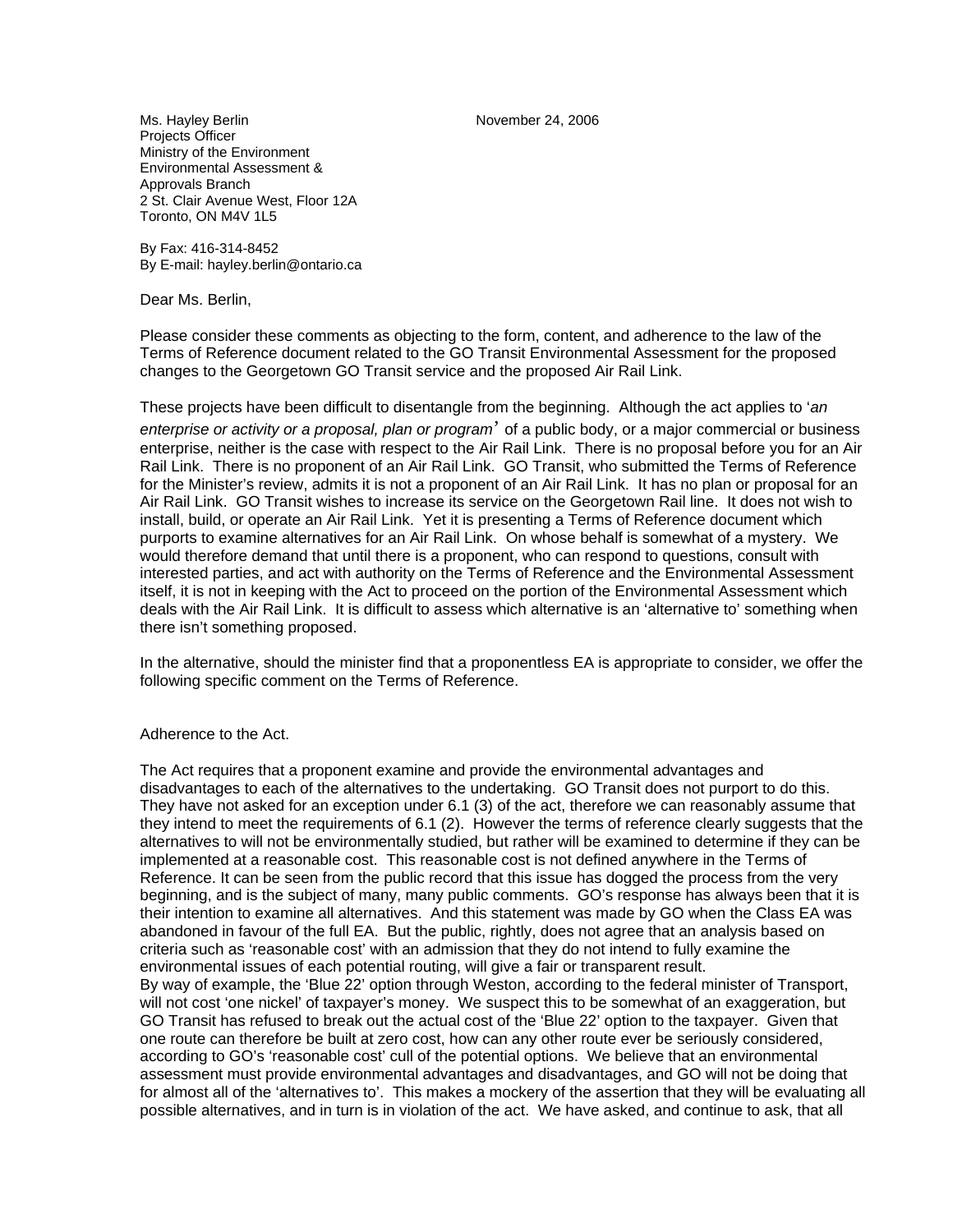Ms. Hayley Berlin
Projects Officer
Ministry of the Environment
Environmental Assessment &
Approvals Branch
2 St. Clair Avenue West, Floor 12A
Toronto, ON M4V 1L5

November 24, 2006

By Fax: 416-314-8452
By E-mail: hayley.berlin@ontario.ca

Dear Ms. Berlin,

Please consider these comments as objecting to the form, content, and adherence to the law of the Terms of Reference document related to the GO Transit Environmental Assessment for the proposed changes to the Georgetown GO Transit service and the proposed Air Rail Link.

These projects have been difficult to disentangle from the beginning. Although the act applies to '*an enterprise or activity or a proposal, plan or program*' of a public body, or a major commercial or business enterprise, neither is the case with respect to the Air Rail Link. There is no proposal before you for an Air Rail Link. There is no proponent of an Air Rail Link. GO Transit, who submitted the Terms of Reference for the Minister's review, admits it is not a proponent of an Air Rail Link. It has no plan or proposal for an Air Rail Link. GO Transit wishes to increase its service on the Georgetown Rail line. It does not wish to install, build, or operate an Air Rail Link. Yet it is presenting a Terms of Reference document which purports to examine alternatives for an Air Rail Link. On whose behalf is somewhat of a mystery. We would therefore demand that until there is a proponent, who can respond to questions, consult with interested parties, and act with authority on the Terms of Reference and the Environmental Assessment itself, it is not in keeping with the Act to proceed on the portion of the Environmental Assessment which deals with the Air Rail Link. It is difficult to assess which alternative is an 'alternative to' something when there isn't something proposed.

In the alternative, should the minister find that a proponentless EA is appropriate to consider, we offer the following specific comment on the Terms of Reference.

Adherence to the Act.

The Act requires that a proponent examine and provide the environmental advantages and disadvantages to each of the alternatives to the undertaking. GO Transit does not purport to do this. They have not asked for an exception under 6.1 (3) of the act, therefore we can reasonably assume that they intend to meet the requirements of 6.1 (2). However the terms of reference clearly suggests that the alternatives to will not be environmentally studied, but rather will be examined to determine if they can be implemented at a reasonable cost. This reasonable cost is not defined anywhere in the Terms of Reference. It can be seen from the public record that this issue has dogged the process from the very beginning, and is the subject of many, many public comments. GO's response has always been that it is their intention to examine all alternatives. And this statement was made by GO when the Class EA was abandoned in favour of the full EA. But the public, rightly, does not agree that an analysis based on criteria such as 'reasonable cost' with an admission that they do not intend to fully examine the environmental issues of each potential routing, will give a fair or transparent result.
By way of example, the 'Blue 22' option through Weston, according to the federal minister of Transport, will not cost 'one nickel' of taxpayer's money. We suspect this to be somewhat of an exaggeration, but GO Transit has refused to break out the actual cost of the 'Blue 22' option to the taxpayer. Given that one route can therefore be built at zero cost, how can any other route ever be seriously considered, according to GO's 'reasonable cost' cull of the potential options. We believe that an environmental assessment must provide environmental advantages and disadvantages, and GO will not be doing that for almost all of the 'alternatives to'. This makes a mockery of the assertion that they will be evaluating all possible alternatives, and in turn is in violation of the act. We have asked, and continue to ask, that all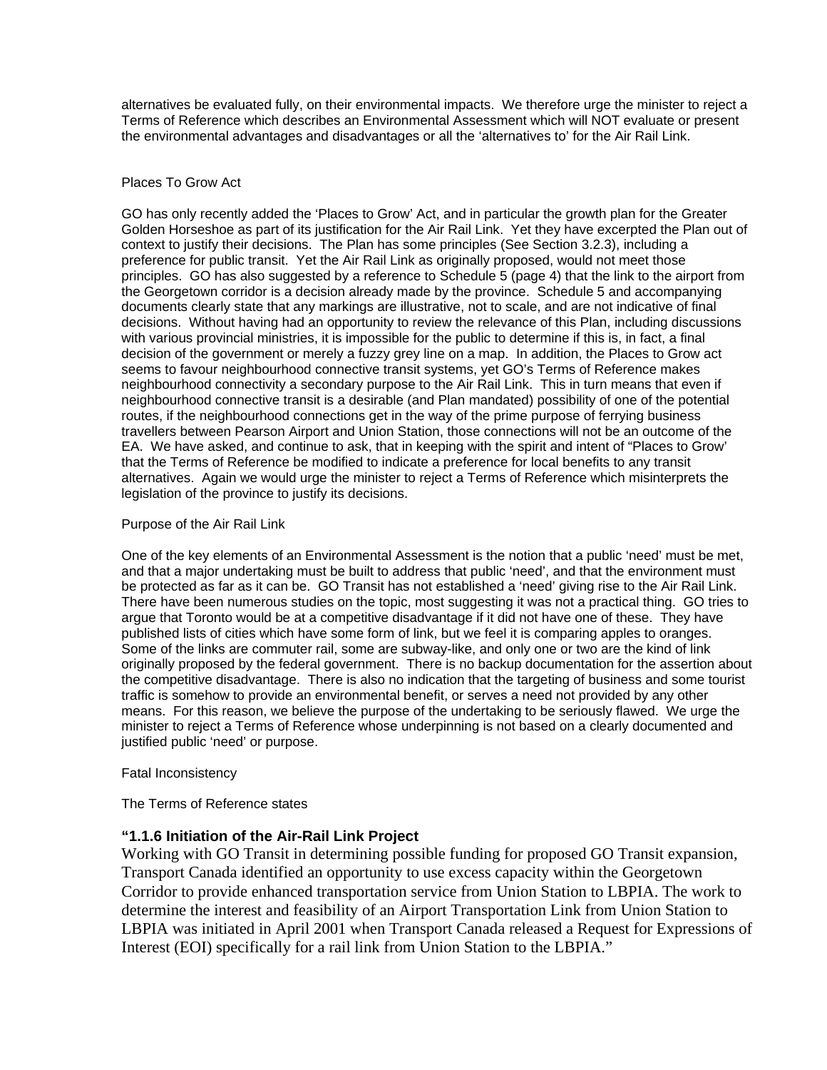alternatives be evaluated fully, on their environmental impacts. We therefore urge the minister to reject a Terms of Reference which describes an Environmental Assessment which will NOT evaluate or present the environmental advantages and disadvantages or all the 'alternatives to' for the Air Rail Link.

Places To Grow Act

GO has only recently added the 'Places to Grow' Act, and in particular the growth plan for the Greater Golden Horseshoe as part of its justification for the Air Rail Link. Yet they have excerpted the Plan out of context to justify their decisions. The Plan has some principles (See Section 3.2.3), including a preference for public transit. Yet the Air Rail Link as originally proposed, would not meet those principles. GO has also suggested by a reference to Schedule 5 (page 4) that the link to the airport from the Georgetown corridor is a decision already made by the province. Schedule 5 and accompanying documents clearly state that any markings are illustrative, not to scale, and are not indicative of final decisions. Without having had an opportunity to review the relevance of this Plan, including discussions with various provincial ministries, it is impossible for the public to determine if this is, in fact, a final decision of the government or merely a fuzzy grey line on a map. In addition, the Places to Grow act seems to favour neighbourhood connective transit systems, yet GO's Terms of Reference makes neighbourhood connectivity a secondary purpose to the Air Rail Link. This in turn means that even if neighbourhood connective transit is a desirable (and Plan mandated) possibility of one of the potential routes, if the neighbourhood connections get in the way of the prime purpose of ferrying business travellers between Pearson Airport and Union Station, those connections will not be an outcome of the EA. We have asked, and continue to ask, that in keeping with the spirit and intent of "Places to Grow' that the Terms of Reference be modified to indicate a preference for local benefits to any transit alternatives. Again we would urge the minister to reject a Terms of Reference which misinterprets the legislation of the province to justify its decisions.

Purpose of the Air Rail Link

One of the key elements of an Environmental Assessment is the notion that a public 'need' must be met, and that a major undertaking must be built to address that public 'need', and that the environment must be protected as far as it can be. GO Transit has not established a 'need' giving rise to the Air Rail Link. There have been numerous studies on the topic, most suggesting it was not a practical thing. GO tries to argue that Toronto would be at a competitive disadvantage if it did not have one of these. They have published lists of cities which have some form of link, but we feel it is comparing apples to oranges. Some of the links are commuter rail, some are subway-like, and only one or two are the kind of link originally proposed by the federal government. There is no backup documentation for the assertion about the competitive disadvantage. There is also no indication that the targeting of business and some tourist traffic is somehow to provide an environmental benefit, or serves a need not provided by any other means. For this reason, we believe the purpose of the undertaking to be seriously flawed. We urge the minister to reject a Terms of Reference whose underpinning is not based on a clearly documented and justified public 'need' or purpose.

Fatal Inconsistency

The Terms of Reference states

**"1.1.6 Initiation of the Air-Rail Link Project**

Working with GO Transit in determining possible funding for proposed GO Transit expansion, Transport Canada identified an opportunity to use excess capacity within the Georgetown Corridor to provide enhanced transportation service from Union Station to LBPIA. The work to determine the interest and feasibility of an Airport Transportation Link from Union Station to LBPIA was initiated in April 2001 when Transport Canada released a Request for Expressions of Interest (EOI) specifically for a rail link from Union Station to the LBPIA."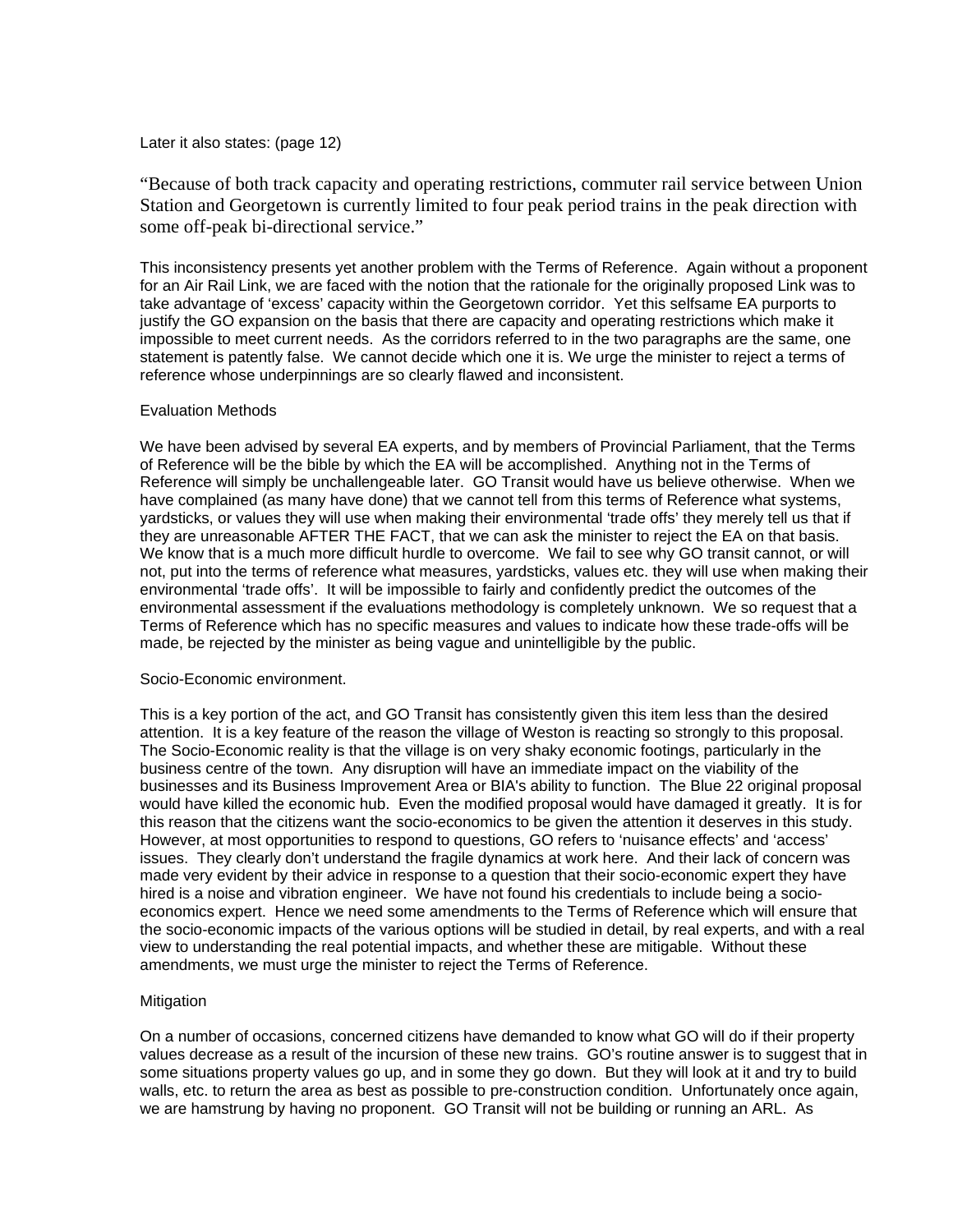Later it also states: (page 12)

"Because of both track capacity and operating restrictions, commuter rail service between Union Station and Georgetown is currently limited to four peak period trains in the peak direction with some off-peak bi-directional service."

This inconsistency presents yet another problem with the Terms of Reference. Again without a proponent for an Air Rail Link, we are faced with the notion that the rationale for the originally proposed Link was to take advantage of 'excess' capacity within the Georgetown corridor. Yet this selfsame EA purports to justify the GO expansion on the basis that there are capacity and operating restrictions which make it impossible to meet current needs. As the corridors referred to in the two paragraphs are the same, one statement is patently false. We cannot decide which one it is. We urge the minister to reject a terms of reference whose underpinnings are so clearly flawed and inconsistent.

## Evaluation Methods

We have been advised by several EA experts, and by members of Provincial Parliament, that the Terms of Reference will be the bible by which the EA will be accomplished. Anything not in the Terms of Reference will simply be unchallengeable later. GO Transit would have us believe otherwise. When we have complained (as many have done) that we cannot tell from this terms of Reference what systems, yardsticks, or values they will use when making their environmental 'trade offs' they merely tell us that if they are unreasonable AFTER THE FACT, that we can ask the minister to reject the EA on that basis. We know that is a much more difficult hurdle to overcome. We fail to see why GO transit cannot, or will not, put into the terms of reference what measures, yardsticks, values etc. they will use when making their environmental 'trade offs'. It will be impossible to fairly and confidently predict the outcomes of the environmental assessment if the evaluations methodology is completely unknown. We so request that a Terms of Reference which has no specific measures and values to indicate how these trade-offs will be made, be rejected by the minister as being vague and unintelligible by the public.

## Socio-Economic environment.

This is a key portion of the act, and GO Transit has consistently given this item less than the desired attention. It is a key feature of the reason the village of Weston is reacting so strongly to this proposal. The Socio-Economic reality is that the village is on very shaky economic footings, particularly in the business centre of the town. Any disruption will have an immediate impact on the viability of the businesses and its Business Improvement Area or BIA's ability to function. The Blue 22 original proposal would have killed the economic hub. Even the modified proposal would have damaged it greatly. It is for this reason that the citizens want the socio-economics to be given the attention it deserves in this study. However, at most opportunities to respond to questions, GO refers to 'nuisance effects' and 'access' issues. They clearly don't understand the fragile dynamics at work here. And their lack of concern was made very evident by their advice in response to a question that their socio-economic expert they have hired is a noise and vibration engineer. We have not found his credentials to include being a socio-economics expert. Hence we need some amendments to the Terms of Reference which will ensure that the socio-economic impacts of the various options will be studied in detail, by real experts, and with a real view to understanding the real potential impacts, and whether these are mitigable. Without these amendments, we must urge the minister to reject the Terms of Reference.

## Mitigation

On a number of occasions, concerned citizens have demanded to know what GO will do if their property values decrease as a result of the incursion of these new trains. GO's routine answer is to suggest that in some situations property values go up, and in some they go down. But they will look at it and try to build walls, etc. to return the area as best as possible to pre-construction condition. Unfortunately once again, we are hamstrung by having no proponent. GO Transit will not be building or running an ARL. As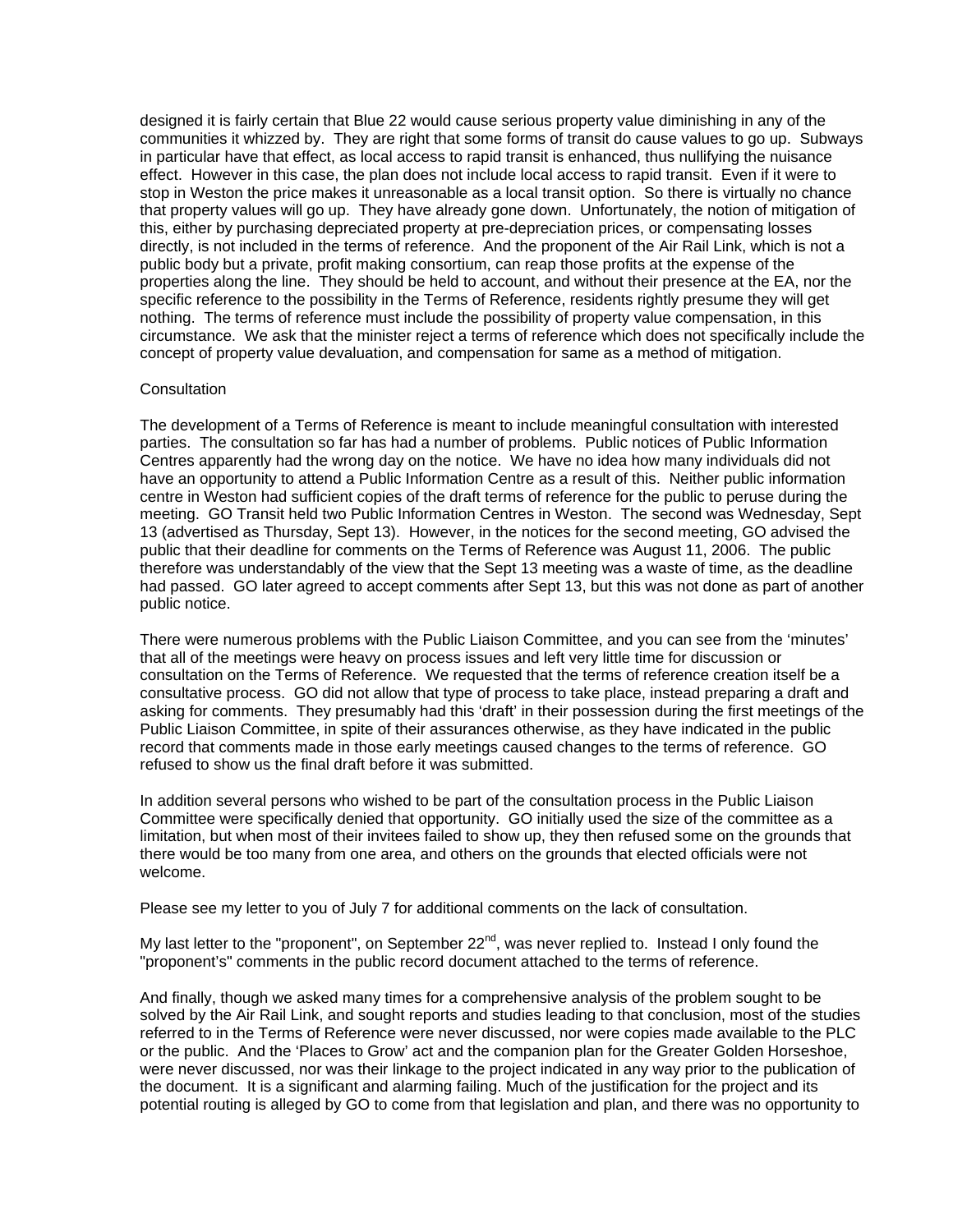designed it is fairly certain that Blue 22 would cause serious property value diminishing in any of the communities it whizzed by. They are right that some forms of transit do cause values to go up. Subways in particular have that effect, as local access to rapid transit is enhanced, thus nullifying the nuisance effect. However in this case, the plan does not include local access to rapid transit. Even if it were to stop in Weston the price makes it unreasonable as a local transit option. So there is virtually no chance that property values will go up. They have already gone down. Unfortunately, the notion of mitigation of this, either by purchasing depreciated property at pre-depreciation prices, or compensating losses directly, is not included in the terms of reference. And the proponent of the Air Rail Link, which is not a public body but a private, profit making consortium, can reap those profits at the expense of the properties along the line. They should be held to account, and without their presence at the EA, nor the specific reference to the possibility in the Terms of Reference, residents rightly presume they will get nothing. The terms of reference must include the possibility of property value compensation, in this circumstance. We ask that the minister reject a terms of reference which does not specifically include the concept of property value devaluation, and compensation for same as a method of mitigation.

Consultation

The development of a Terms of Reference is meant to include meaningful consultation with interested parties. The consultation so far has had a number of problems. Public notices of Public Information Centres apparently had the wrong day on the notice. We have no idea how many individuals did not have an opportunity to attend a Public Information Centre as a result of this. Neither public information centre in Weston had sufficient copies of the draft terms of reference for the public to peruse during the meeting. GO Transit held two Public Information Centres in Weston. The second was Wednesday, Sept 13 (advertised as Thursday, Sept 13). However, in the notices for the second meeting, GO advised the public that their deadline for comments on the Terms of Reference was August 11, 2006. The public therefore was understandably of the view that the Sept 13 meeting was a waste of time, as the deadline had passed. GO later agreed to accept comments after Sept 13, but this was not done as part of another public notice.

There were numerous problems with the Public Liaison Committee, and you can see from the 'minutes' that all of the meetings were heavy on process issues and left very little time for discussion or consultation on the Terms of Reference. We requested that the terms of reference creation itself be a consultative process. GO did not allow that type of process to take place, instead preparing a draft and asking for comments. They presumably had this 'draft' in their possession during the first meetings of the Public Liaison Committee, in spite of their assurances otherwise, as they have indicated in the public record that comments made in those early meetings caused changes to the terms of reference. GO refused to show us the final draft before it was submitted.

In addition several persons who wished to be part of the consultation process in the Public Liaison Committee were specifically denied that opportunity. GO initially used the size of the committee as a limitation, but when most of their invitees failed to show up, they then refused some on the grounds that there would be too many from one area, and others on the grounds that elected officials were not welcome.

Please see my letter to you of July 7 for additional comments on the lack of consultation.

My last letter to the "proponent", on September 22nd, was never replied to. Instead I only found the "proponent's" comments in the public record document attached to the terms of reference.

And finally, though we asked many times for a comprehensive analysis of the problem sought to be solved by the Air Rail Link, and sought reports and studies leading to that conclusion, most of the studies referred to in the Terms of Reference were never discussed, nor were copies made available to the PLC or the public. And the 'Places to Grow' act and the companion plan for the Greater Golden Horseshoe, were never discussed, nor was their linkage to the project indicated in any way prior to the publication of the document. It is a significant and alarming failing. Much of the justification for the project and its potential routing is alleged by GO to come from that legislation and plan, and there was no opportunity to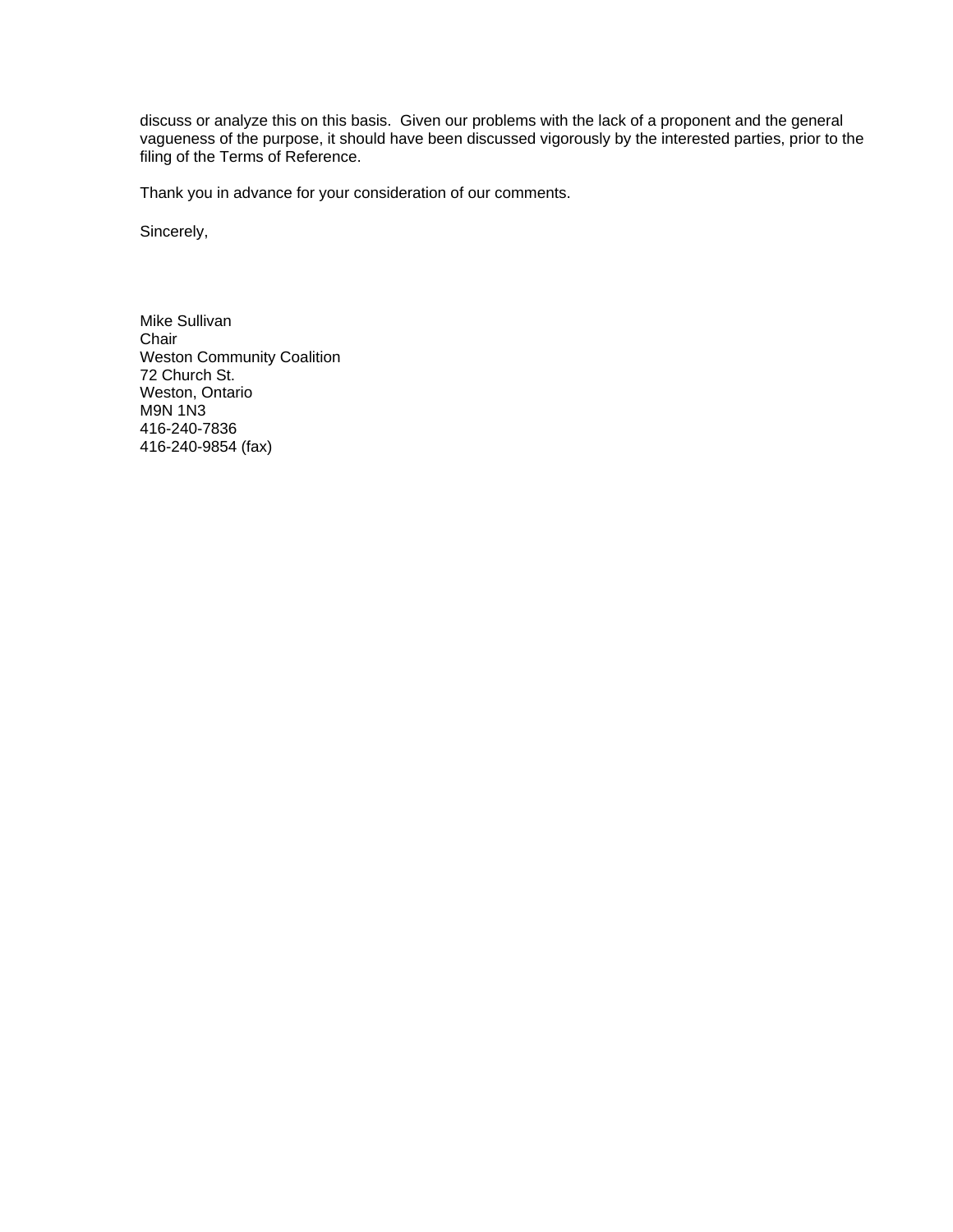discuss or analyze this on this basis.  Given our problems with the lack of a proponent and the general vagueness of the purpose, it should have been discussed vigorously by the interested parties, prior to the filing of the Terms of Reference.

Thank you in advance for your consideration of our comments.

Sincerely,

Mike Sullivan  
Chair  
Weston Community Coalition  
72 Church St.  
Weston, Ontario  
M9N 1N3  
416-240-7836  
416-240-9854 (fax)